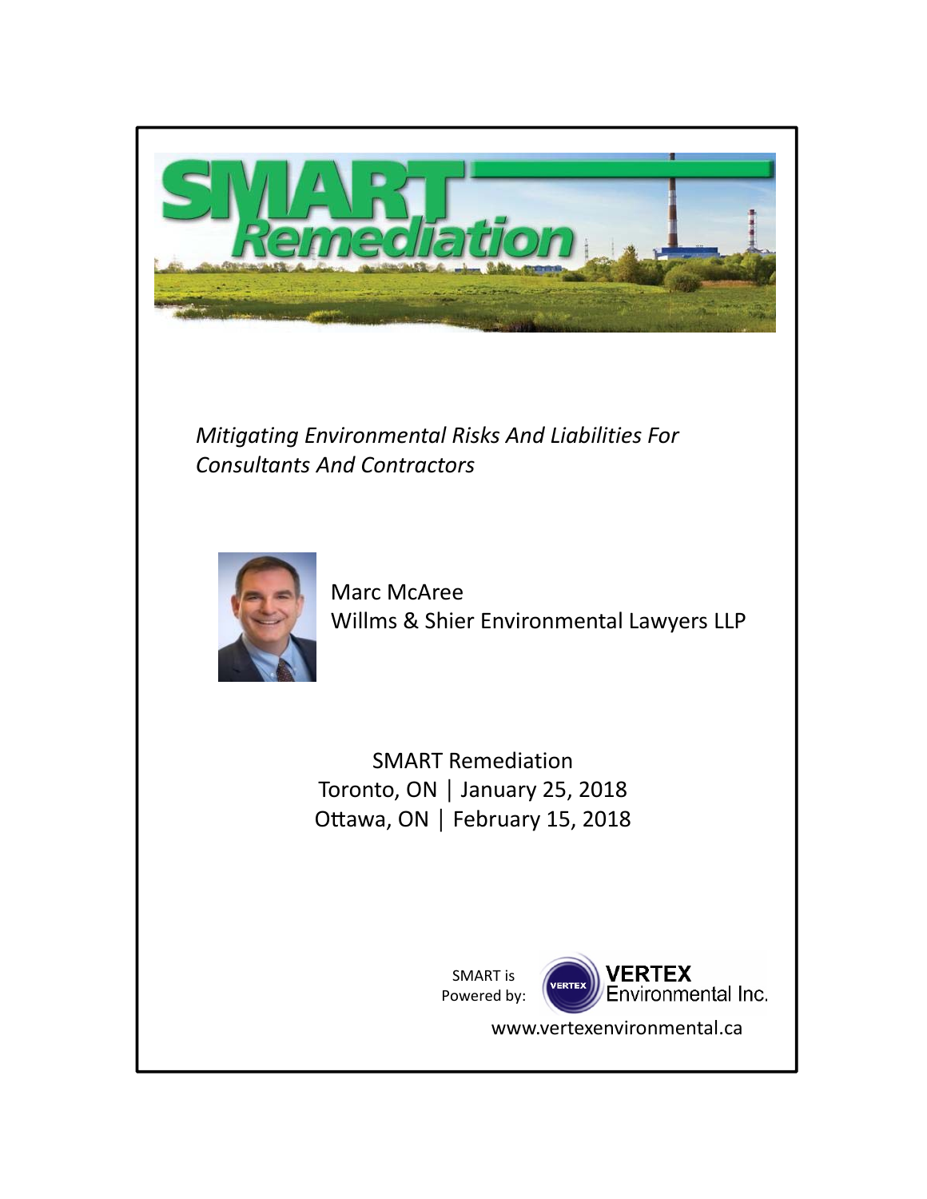# SMART Remediation

*Mitigating Environmental Risks And Liabilities For Consultants And Contractors*

Marc McAree
Willms & Shier Environmental Lawyers LLP

SMART Remediation
Toronto, ON | January 25, 2018
Ottawa, ON | February 15, 2018

SMART is Powered by: VERTEX Environmental Inc.

www.vertexenvironmental.ca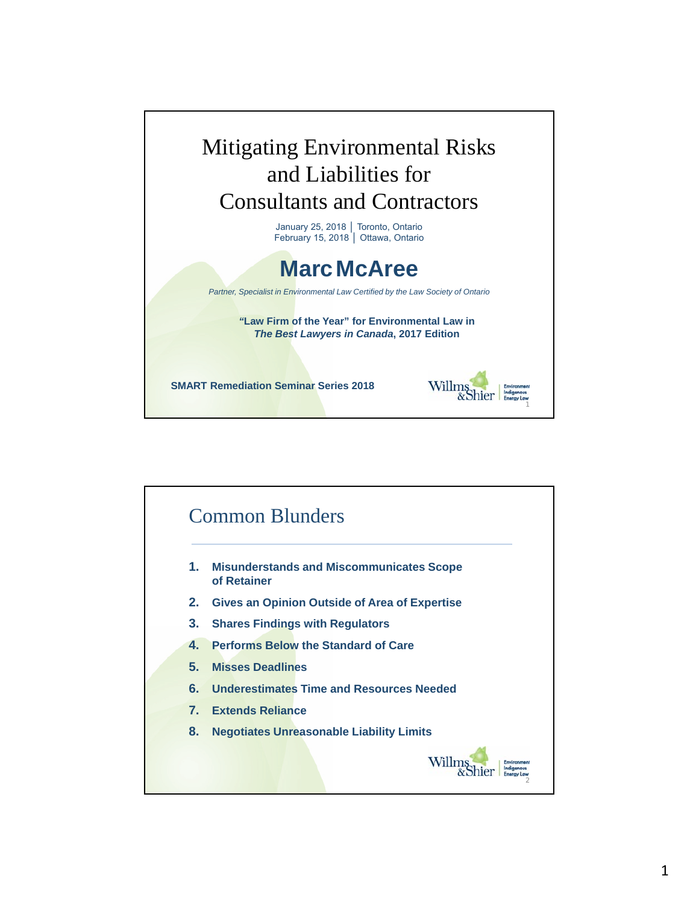# Mitigating Environmental Risks and Liabilities for Consultants and Contractors

January 25, 2018 | Toronto, Ontario
February 15, 2018 | Ottawa, Ontario

## Marc McAree

*Partner, Specialist in Environmental Law Certified by the Law Society of Ontario*

**"Law Firm of the Year" for Environmental Law in *The Best Lawyers in Canada*, 2017 Edition**

**SMART Remediation Seminar Series 2018**

Willms & Shier | Environment Indigenous Energy Law

---

## Common Blunders

1. **Misunderstands and Miscommunicates Scope of Retainer**
2. **Gives an Opinion Outside of Area of Expertise**
3. **Shares Findings with Regulators**
4. **Performs Below the Standard of Care**
5. **Misses Deadlines**
6. **Underestimates Time and Resources Needed**
7. **Extends Reliance**
8. **Negotiates Unreasonable Liability Limits**

Willms & Shier | Environment Indigenous Energy Law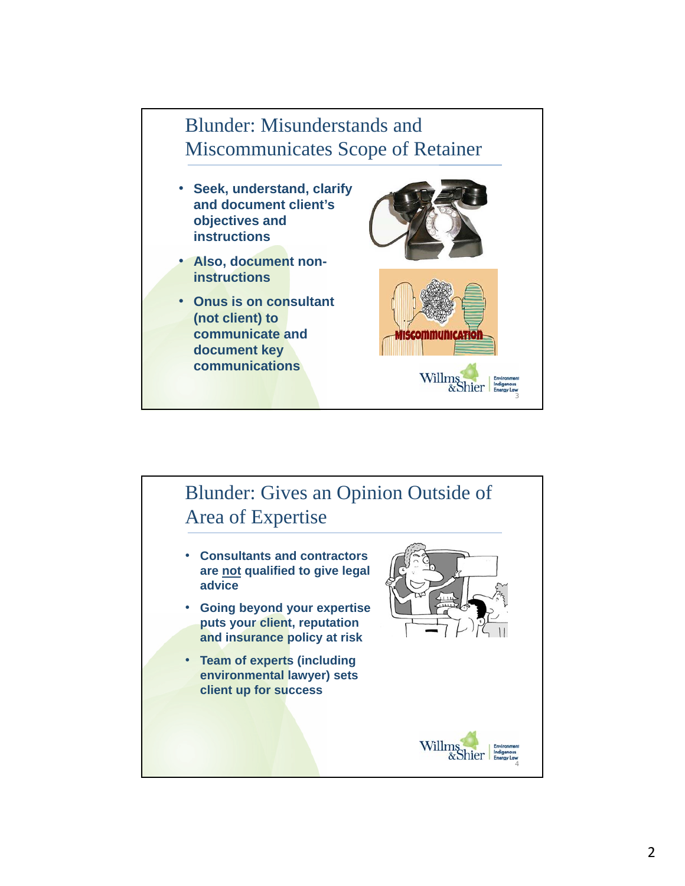## Blunder: Misunderstands and Miscommunicates Scope of Retainer

- **Seek, understand, clarify and document client's objectives and instructions**
- **Also, document non-instructions**
- **Onus is on consultant (not client) to communicate and document key communications**

## Blunder: Gives an Opinion Outside of Area of Expertise

- **Consultants and contractors are not qualified to give legal advice**
- **Going beyond your expertise puts your client, reputation and insurance policy at risk**
- **Team of experts (including environmental lawyer) sets client up for success**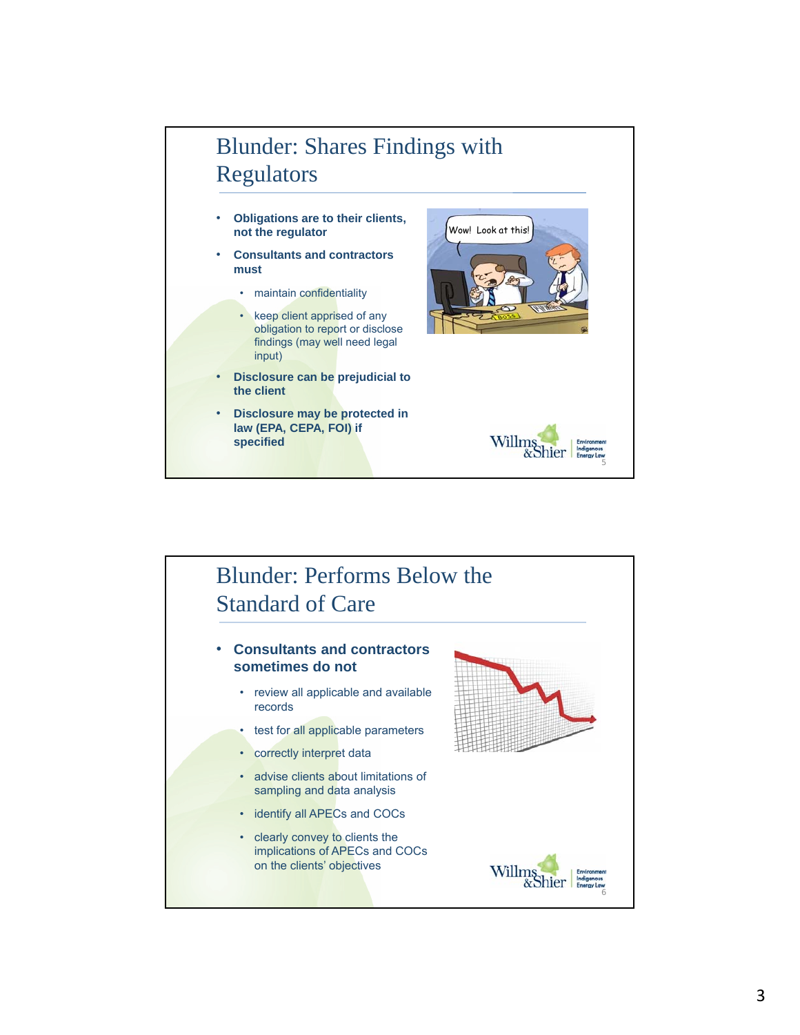## Blunder: Shares Findings with Regulators

- **Obligations are to their clients, not the regulator**
- **Consultants and contractors must**
  - maintain confidentiality
  - keep client apprised of any obligation to report or disclose findings (may well need legal input)
- **Disclosure can be prejudicial to the client**
- **Disclosure may be protected in law (EPA, CEPA, FOI) if specified**

## Blunder: Performs Below the Standard of Care

- **Consultants and contractors sometimes do not**
  - review all applicable and available records
  - test for all applicable parameters
  - correctly interpret data
  - advise clients about limitations of sampling and data analysis
  - identify all APECs and COCs
  - clearly convey to clients the implications of APECs and COCs on the clients' objectives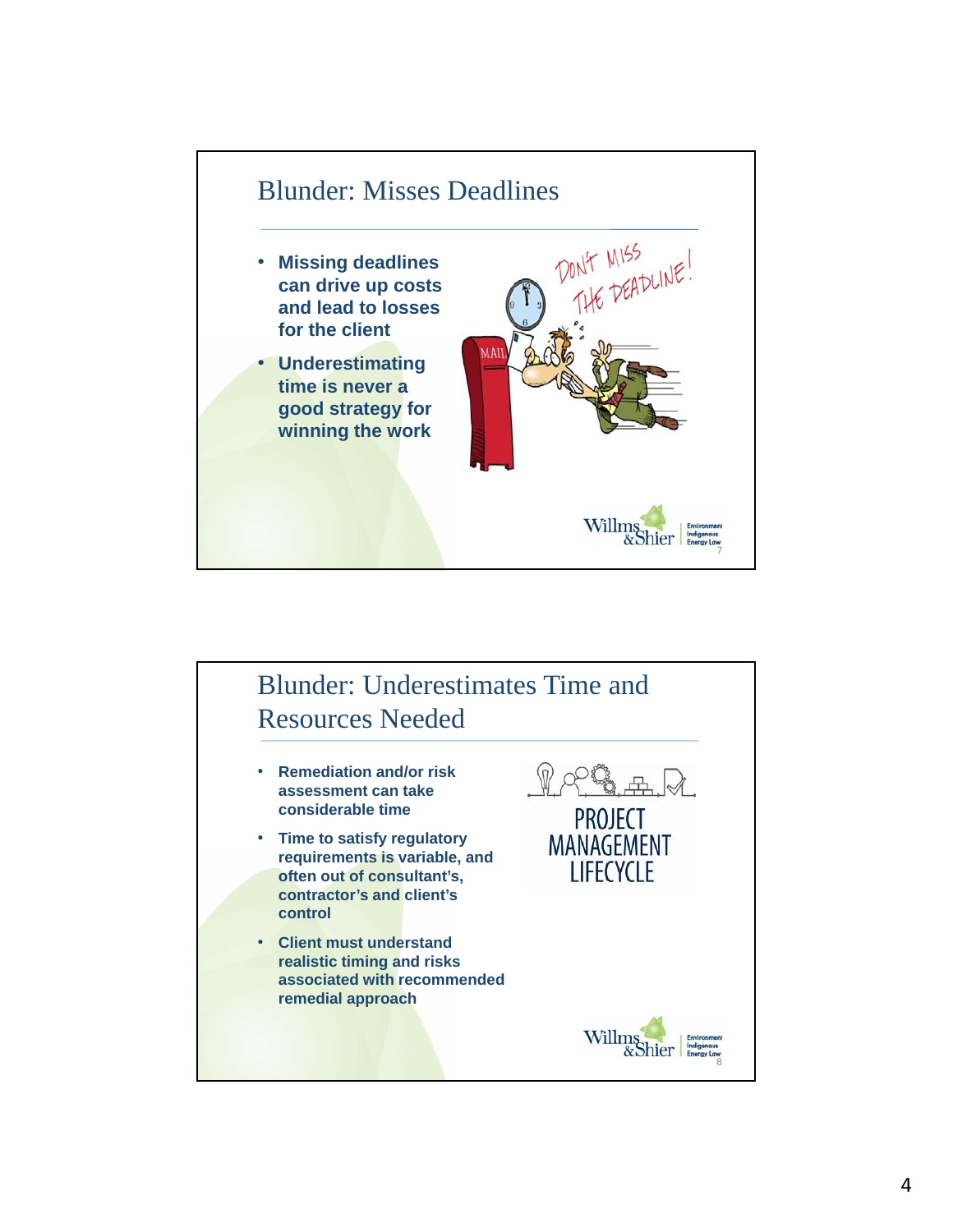## Blunder: Misses Deadlines

- **Missing deadlines can drive up costs and lead to losses for the client**
- **Underestimating time is never a good strategy for winning the work**

## Blunder: Underestimates Time and Resources Needed

- **Remediation and/or risk assessment can take considerable time**
- **Time to satisfy regulatory requirements is variable, and often out of consultant's, contractor's and client's control**
- **Client must understand realistic timing and risks associated with recommended remedial approach**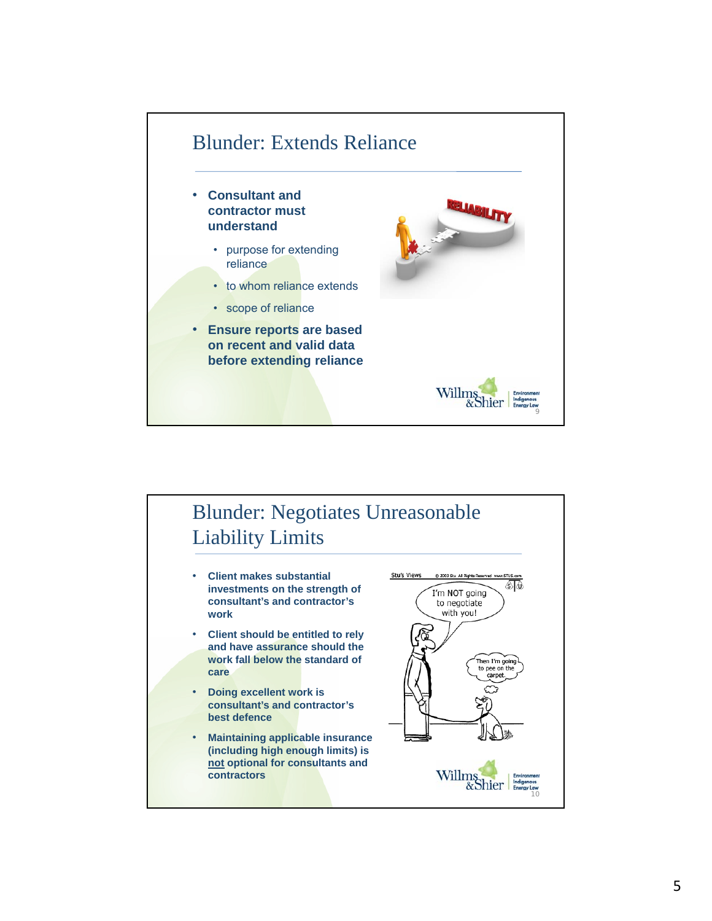## Blunder: Extends Reliance

- **Consultant and contractor must understand**
  - purpose for extending reliance
  - to whom reliance extends
  - scope of reliance
- **Ensure reports are based on recent and valid data before extending reliance**

## Blunder: Negotiates Unreasonable Liability Limits

- **Client makes substantial investments on the strength of consultant's and contractor's work**
- **Client should be entitled to rely and have assurance should the work fall below the standard of care**
- **Doing excellent work is consultant's and contractor's best defence**
- **Maintaining applicable insurance (including high enough limits) is <u>not</u> optional for consultants and contractors**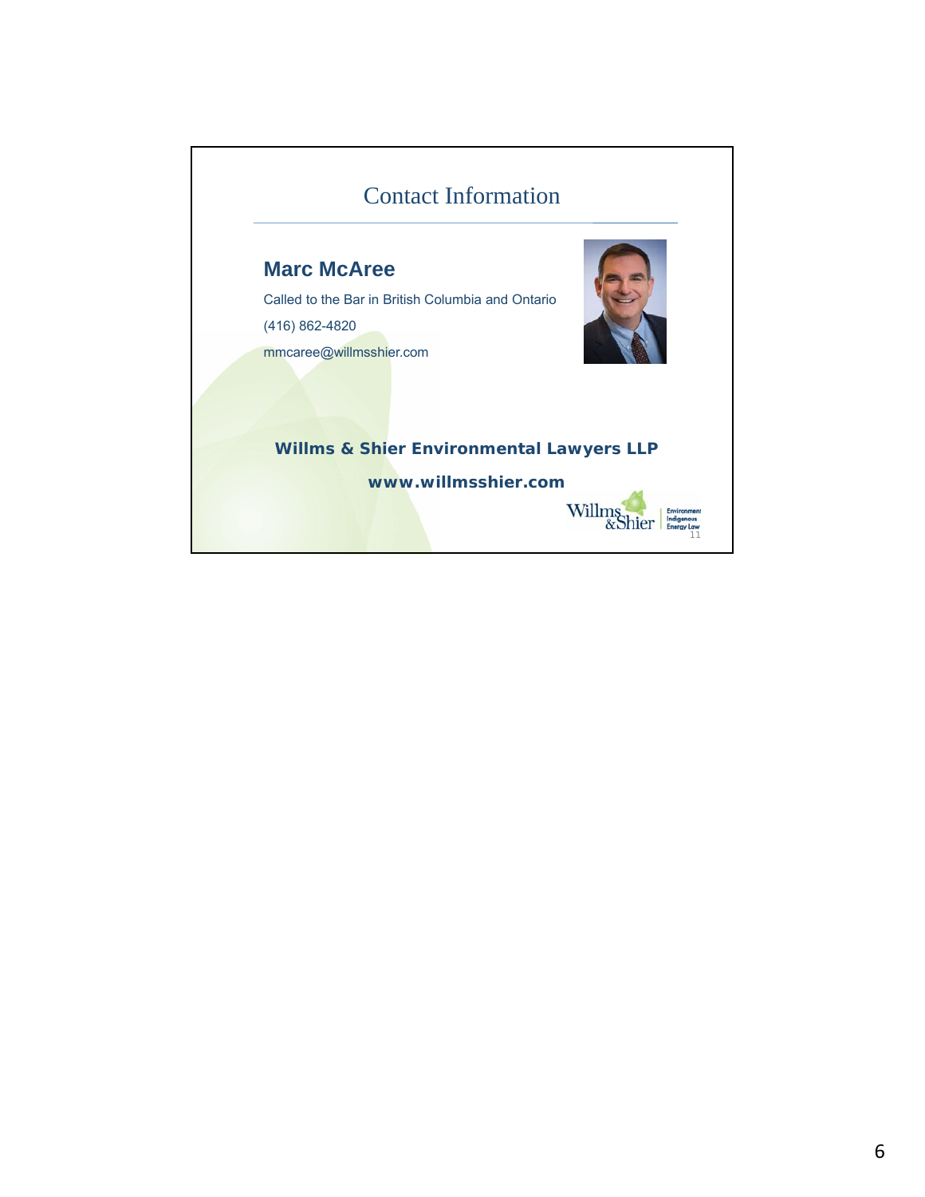# Contact Information

## Marc McAree

Called to the Bar in British Columbia and Ontario

(416) 862-4820

mmcaree@willmsshier.com

**Willms & Shier Environmental Lawyers LLP**

**www.willmsshier.com**

Willms & Shier | Environment Indigenous Energy Law